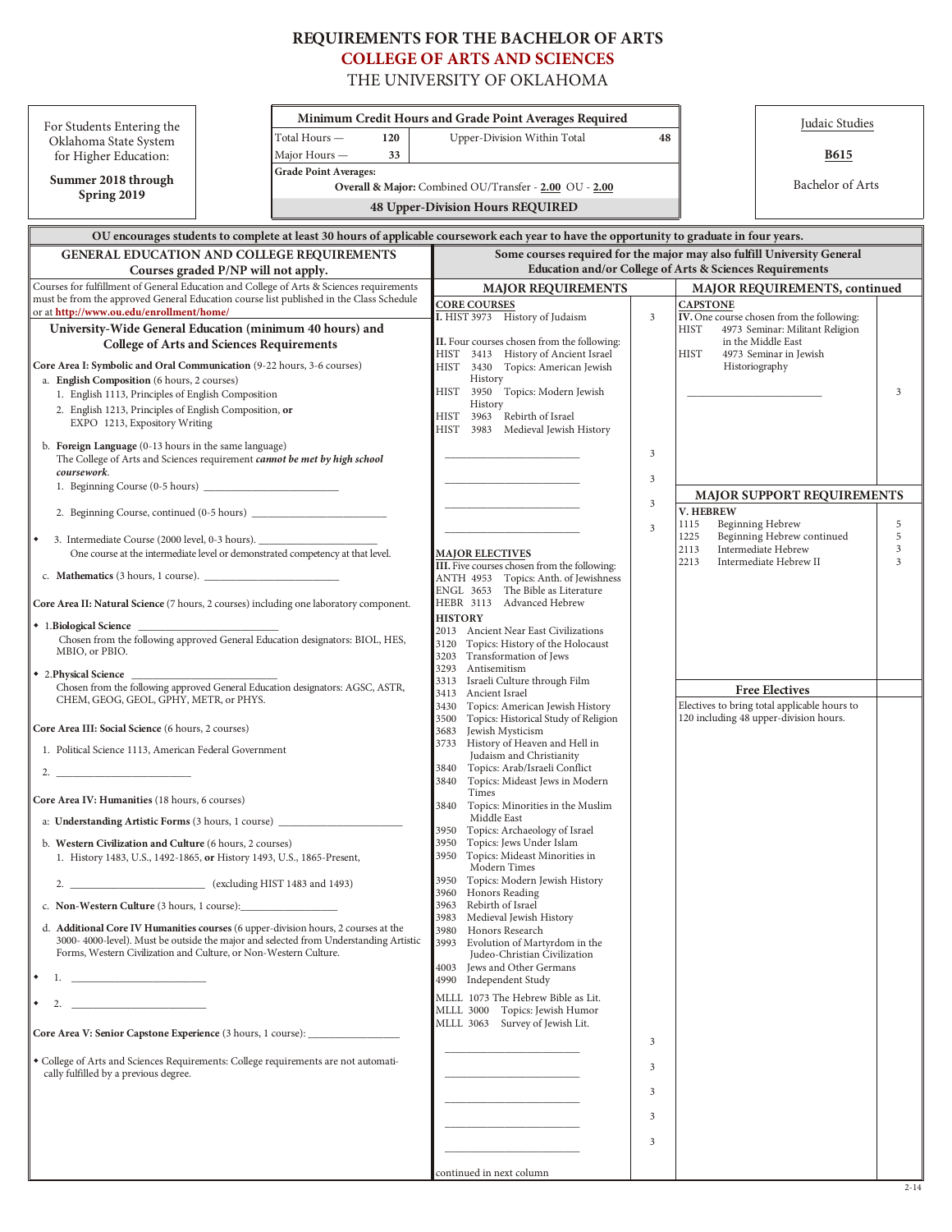# REQUIREMENTS FOR THE BACHELOR OF ARTS
## COLLEGE OF ARTS AND SCIENCES
### THE UNIVERSITY OF OKLAHOMA

For Students Entering the Oklahoma State System for Higher Education:

**Summer 2018 through Spring 2019**

| Minimum Credit Hours and Grade Point Averages Required | | | |
|---|---|---|---|
| Total Hours — | 120 | Upper-Division Within Total | 48 |
| Major Hours — | 33 | | |

**Grade Point Averages:**
**Overall & Major:** Combined OU/Transfer - **2.00** OU - **2.00**

**48 Upper-Division Hours REQUIRED**

Judaic Studies

**B615**

Bachelor of Arts

**OU encourages students to complete at least 30 hours of applicable coursework each year to have the opportunity to graduate in four years.**

## GENERAL EDUCATION AND COLLEGE REQUIREMENTS
**Courses graded P/NP will not apply.**

Courses for fulfillment of General Education and College of Arts & Sciences requirements must be from the approved General Education course list published in the Class Schedule or at **http://www.ou.edu/enrollment/home/**

### University-Wide General Education (minimum 40 hours) and College of Arts and Sciences Requirements

**Core Area I: Symbolic and Oral Communication** (9-22 hours, 3-6 courses)

a. **English Composition** (6 hours, 2 courses)
   1. English 1113, Principles of English Composition
   2. English 1213, Principles of English Composition, **or** EXPO 1213, Expository Writing

b. **Foreign Language** (0-13 hours in the same language)
   The College of Arts and Sciences requirement ***cannot be met by high school coursework***.
   1. Beginning Course (0-5 hours) ________________
   2. Beginning Course, continued (0-5 hours) ________________
   ◆ 3. Intermediate Course (2000 level, 0-3 hours). ________________
   One course at the intermediate level or demonstrated competency at that level.

c. **Mathematics** (3 hours, 1 course). ________________

**Core Area II: Natural Science** (7 hours, 2 courses) including one laboratory component.

◆ 1. **Biological Science** ________________
   Chosen from the following approved General Education designators: BIOL, HES, MBIO, or PBIO.

◆ 2. **Physical Science** ________________
   Chosen from the following approved General Education designators: AGSC, ASTR, CHEM, GEOG, GEOL, GPHY, METR, or PHYS.

**Core Area III: Social Science** (6 hours, 2 courses)

1. Political Science 1113, American Federal Government
2. ________________

**Core Area IV: Humanities** (18 hours, 6 courses)

a: **Understanding Artistic Forms** (3 hours, 1 course) ________________

b. **Western Civilization and Culture** (6 hours, 2 courses)
   1. History 1483, U.S., 1492-1865, **or** History 1493, U.S., 1865-Present,
   2. ________________ (excluding HIST 1483 and 1493)

c. **Non-Western Culture** (3 hours, 1 course): ________________

d. **Additional Core IV Humanities courses** (6 upper-division hours, 2 courses at the 3000- 4000-level). Must be outside the major and selected from Understanding Artistic Forms, Western Civilization and Culture, or Non-Western Culture.
   ◆ 1. ________________
   ◆ 2. ________________

**Core Area V: Senior Capstone Experience** (3 hours, 1 course): ________________

◆ College of Arts and Sciences Requirements: College requirements are not automatically fulfilled by a previous degree.

**Some courses required for the major may also fulfill University General Education and/or College of Arts & Sciences Requirements**

## MAJOR REQUIREMENTS

**CORE COURSES**

**I.** HIST 3973 History of Judaism — 3

**II.** Four courses chosen from the following:
- HIST 3413 History of Ancient Israel
- HIST 3430 Topics: American Jewish History
- HIST 3950 Topics: Modern Jewish History
- HIST 3963 Rebirth of Israel
- HIST 3983 Medieval Jewish History

________________ 3
________________ 3
________________ 3
________________ 3

**MAJOR ELECTIVES**

**III.** Five courses chosen from the following:
- ANTH 4953 Topics: Anth. of Jewishness
- ENGL 3653 The Bible as Literature
- HEBR 3113 Advanced Hebrew

**HISTORY**
- 2013 Ancient Near East Civilizations
- 3120 Topics: History of the Holocaust
- 3203 Transformation of Jews
- 3293 Antisemitism
- 3313 Israeli Culture through Film
- 3413 Ancient Israel
- 3430 Topics: American Jewish History
- 3500 Topics: Historical Study of Religion
- 3683 Jewish Mysticism
- 3733 History of Heaven and Hell in Judaism and Christianity
- 3840 Topics: Arab/Israeli Conflict
- 3840 Topics: Mideast Jews in Modern Times
- 3840 Topics: Minorities in the Muslim Middle East
- 3950 Topics: Archaeology of Israel
- 3950 Topics: Jews Under Islam
- 3950 Topics: Mideast Minorities in Modern Times
- 3950 Topics: Modern Jewish History
- 3960 Honors Reading
- 3963 Rebirth of Israel
- 3983 Medieval Jewish History
- 3980 Honors Research
- 3993 Evolution of Martyrdom in the Judeo-Christian Civilization
- 4003 Jews and Other Germans
- 4990 Independent Study

- MLLL 1073 The Hebrew Bible as Lit.
- MLLL 3000 Topics: Jewish Humor
- MLLL 3063 Survey of Jewish Lit.

________________ 3
________________ 3
________________ 3
________________ 3
________________ 3

continued in next column

## MAJOR REQUIREMENTS, continued

**CAPSTONE**

**IV.** One course chosen from the following:
- HIST 4973 Seminar: Militant Religion in the Middle East
- HIST 4973 Seminar in Jewish Historiography

________________ 3

## MAJOR SUPPORT REQUIREMENTS

**V. HEBREW**

| Course | Title | Hours |
|---|---|---|
| 1115 | Beginning Hebrew | 5 |
| 1225 | Beginning Hebrew continued | 5 |
| 2113 | Intermediate Hebrew | 3 |
| 2213 | Intermediate Hebrew II | 3 |

## Free Electives

Electives to bring total applicable hours to 120 including 48 upper-division hours.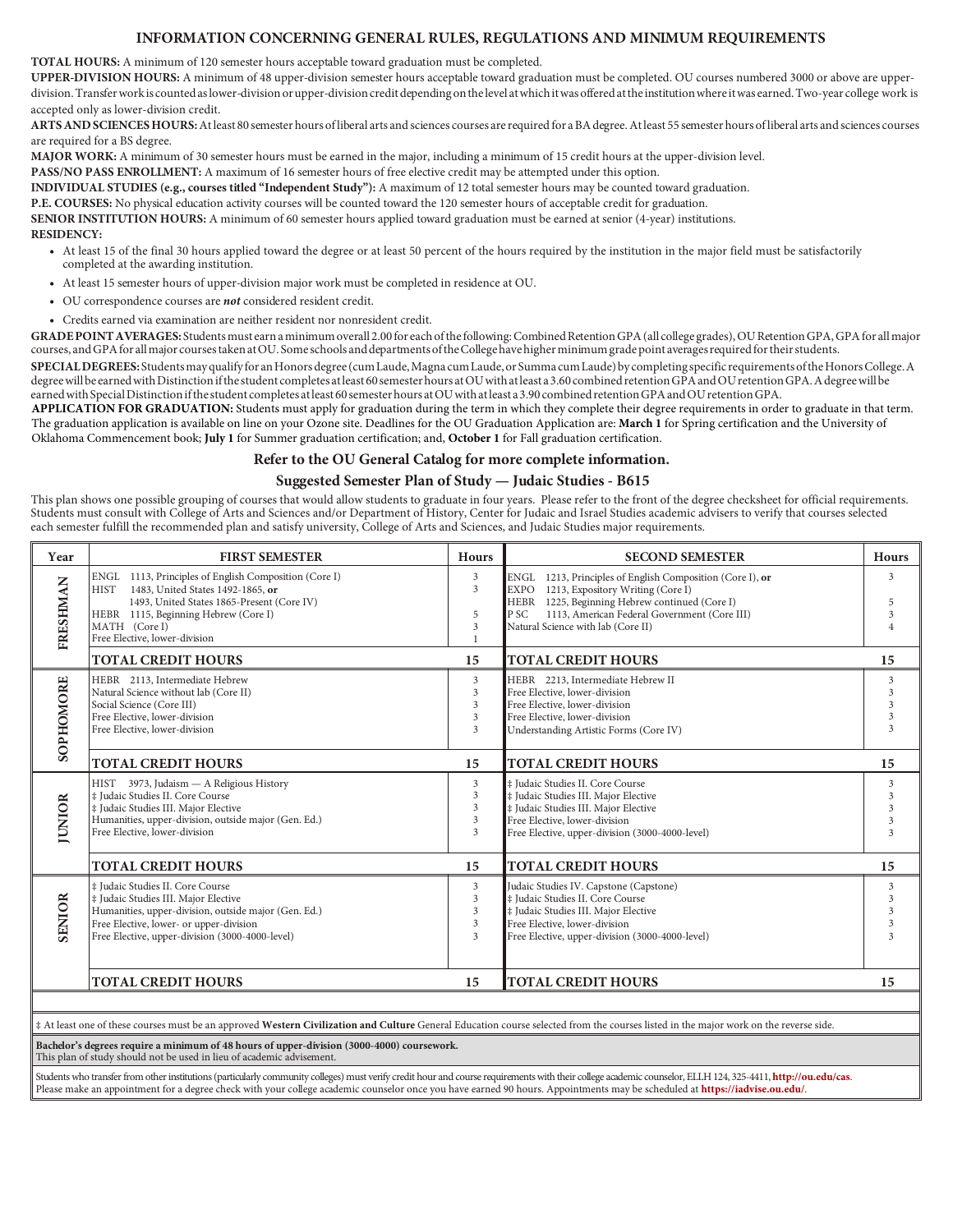## INFORMATION CONCERNING GENERAL RULES, REGULATIONS AND MINIMUM REQUIREMENTS

**TOTAL HOURS:** A minimum of 120 semester hours acceptable toward graduation must be completed.

**UPPER-DIVISION HOURS:** A minimum of 48 upper-division semester hours acceptable toward graduation must be completed. OU courses numbered 3000 or above are upper-division. Transfer work is counted as lower-division or upper-division credit depending on the level at which it was offered at the institution where it was earned. Two-year college work is accepted only as lower-division credit.

**ARTS AND SCIENCES HOURS:** At least 80 semester hours of liberal arts and sciences courses are required for a BA degree. At least 55 semester hours of liberal arts and sciences courses are required for a BS degree.

**MAJOR WORK:** A minimum of 30 semester hours must be earned in the major, including a minimum of 15 credit hours at the upper-division level.

**PASS/NO PASS ENROLLMENT:** A maximum of 16 semester hours of free elective credit may be attempted under this option.

**INDIVIDUAL STUDIES (e.g., courses titled "Independent Study"):** A maximum of 12 total semester hours may be counted toward graduation.

**P.E. COURSES:** No physical education activity courses will be counted toward the 120 semester hours of acceptable credit for graduation.

**SENIOR INSTITUTION HOURS:** A minimum of 60 semester hours applied toward graduation must be earned at senior (4-year) institutions.

**RESIDENCY:**

- At least 15 of the final 30 hours applied toward the degree or at least 50 percent of the hours required by the institution in the major field must be satisfactorily completed at the awarding institution.
- At least 15 semester hours of upper-division major work must be completed in residence at OU.
- OU correspondence courses are ***not*** considered resident credit.
- Credits earned via examination are neither resident nor nonresident credit.

**GRADE POINT AVERAGES:** Students must earn a minimum overall 2.00 for each of the following: Combined Retention GPA (all college grades), OU Retention GPA, GPA for all major courses, and GPA for all major courses taken at OU. Some schools and departments of the College have higher minimum grade point averages required for their students.

**SPECIAL DEGREES:** Students may qualify for an Honors degree (cum Laude, Magna cum Laude, or Summa cum Laude) by completing specific requirements of the Honors College. A degree will be earned with Distinction if the student completes at least 60 semester hours at OU with at least a 3.60 combined retention GPA and OU retention GPA. A degree will be earned with Special Distinction if the student completes at least 60 semester hours at OU with at least a 3.90 combined retention GPA and OU retention GPA.

**APPLICATION FOR GRADUATION:** Students must apply for graduation during the term in which they complete their degree requirements in order to graduate in that term. The graduation application is available on line on your Ozone site. Deadlines for the OU Graduation Application are: **March 1** for Spring certification and the University of Oklahoma Commencement book; **July 1** for Summer graduation certification; and, **October 1** for Fall graduation certification.

### Refer to the OU General Catalog for more complete information.

### Suggested Semester Plan of Study — Judaic Studies - B615

This plan shows one possible grouping of courses that would allow students to graduate in four years. Please refer to the front of the degree checksheet for official requirements. Students must consult with College of Arts and Sciences and/or Department of History, Center for Judaic and Israel Studies academic advisers to verify that courses selected each semester fulfill the recommended plan and satisfy university, College of Arts and Sciences, and Judaic Studies major requirements.

| Year | FIRST SEMESTER | Hours | SECOND SEMESTER | Hours |
|---|---|---|---|---|
| FRESHMAN | ENGL 1113, Principles of English Composition (Core I) | 3 | ENGL 1213, Principles of English Composition (Core I), **or** | 3 |
| | HIST 1483, United States 1492-1865, **or** | 3 | EXPO 1213, Expository Writing (Core I) | |
| | 1493, United States 1865-Present (Core IV) | | HEBR 1225, Beginning Hebrew continued (Core I) | 5 |
| | HEBR 1115, Beginning Hebrew (Core I) | 5 | P SC 1113, American Federal Government (Core III) | 3 |
| | MATH (Core I) | 3 | Natural Science with lab (Core II) | 4 |
| | Free Elective, lower-division | 1 | | |
| | **TOTAL CREDIT HOURS** | **15** | **TOTAL CREDIT HOURS** | **15** |
| SOPHOMORE | HEBR 2113, Intermediate Hebrew | 3 | HEBR 2213, Intermediate Hebrew II | 3 |
| | Natural Science without lab (Core II) | 3 | Free Elective, lower-division | 3 |
| | Social Science (Core III) | 3 | Free Elective, lower-division | 3 |
| | Free Elective, lower-division | 3 | Free Elective, lower-division | 3 |
| | Free Elective, lower-division | 3 | Understanding Artistic Forms (Core IV) | 3 |
| | **TOTAL CREDIT HOURS** | **15** | **TOTAL CREDIT HOURS** | **15** |
| JUNIOR | HIST 3973, Judaism — A Religious History | 3 | ‡ Judaic Studies II. Core Course | 3 |
| | ‡ Judaic Studies II. Core Course | 3 | ‡ Judaic Studies III. Major Elective | 3 |
| | ‡ Judaic Studies III. Major Elective | 3 | ‡ Judaic Studies III. Major Elective | 3 |
| | Humanities, upper-division, outside major (Gen. Ed.) | 3 | Free Elective, lower-division | 3 |
| | Free Elective, lower-division | 3 | Free Elective, upper-division (3000-4000-level) | 3 |
| | **TOTAL CREDIT HOURS** | **15** | **TOTAL CREDIT HOURS** | **15** |
| SENIOR | ‡ Judaic Studies II. Core Course | 3 | Judaic Studies IV. Capstone (Capstone) | 3 |
| | ‡ Judaic Studies III. Major Elective | 3 | ‡ Judaic Studies II. Core Course | 3 |
| | Humanities, upper-division, outside major (Gen. Ed.) | 3 | ‡ Judaic Studies III. Major Elective | 3 |
| | Free Elective, lower- or upper-division | 3 | Free Elective, lower-division | 3 |
| | Free Elective, upper-division (3000-4000-level) | 3 | Free Elective, upper-division (3000-4000-level) | 3 |
| | **TOTAL CREDIT HOURS** | **15** | **TOTAL CREDIT HOURS** | **15** |

‡ At least one of these courses must be an approved **Western Civilization and Culture** General Education course selected from the courses listed in the major work on the reverse side.

**Bachelor's degrees require a minimum of 48 hours of upper-division (3000-4000) coursework.**
This plan of study should not be used in lieu of academic advisement.

Students who transfer from other institutions (particularly community colleges) must verify credit hour and course requirements with their college academic counselor, ELLH 124, 325-4411, **http://ou.edu/cas**. Please make an appointment for a degree check with your college academic counselor once you have earned 90 hours. Appointments may be scheduled at **https://iadvise.ou.edu/**.